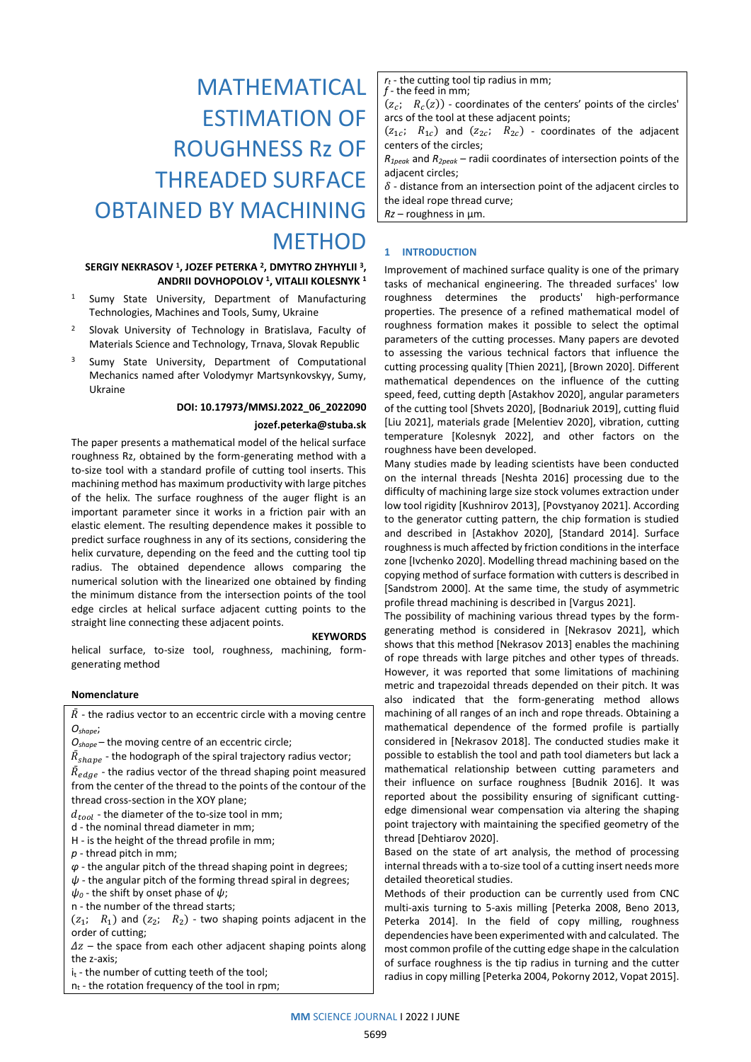# MATHEMATICAL ESTIMATION OF ROUGHNESS Rz OF THREADED SURFACE OBTAINED BY MACHINING METHOD

**SERGIY NEKRASOV [1], JOZEF PETERKA [2], DMYTRO ZHYHYLII [3], ANDRII DOVHOPOLOV [1], VITALII KOLESNYK [1]**

[1] Sumy State University, Department of Manufacturing Technologies, Machines and Tools, Sumy, Ukraine

[2] Slovak University of Technology in Bratislava, Faculty of Materials Science and Technology, Trnava, Slovak Republic

[3] Sumy State University, Department of Computational Mechanics named after Volodymyr Martsynkovskyy, Sumy, Ukraine

**DOI: 10.17973/MMSJ.2022_06_2022090**

**jozef.peterka@stuba.sk**

The paper presents a mathematical model of the helical surface roughness Rz, obtained by the form-generating method with a to-size tool with a standard profile of cutting tool inserts. This machining method has maximum productivity with large pitches of the helix. The surface roughness of the auger flight is an important parameter since it works in a friction pair with an elastic element. The resulting dependence makes it possible to predict surface roughness in any of its sections, considering the helix curvature, depending on the feed and the cutting tool tip radius. The obtained dependence allows comparing the numerical solution with the linearized one obtained by finding the minimum distance from the intersection points of the tool edge circles at helical surface adjacent cutting points to the straight line connecting these adjacent points.

**KEYWORDS**

helical surface, to-size tool, roughness, machining, form-generating method

**Nomenclature**

$\bar{R}$ - the radius vector to an eccentric circle with a moving centre $O_{shape}$;

$O_{shape}$ – the moving centre of an eccentric circle;

$\bar{R}_{shape}$ - the hodograph of the spiral trajectory radius vector;

$\bar{R}_{edge}$ - the radius vector of the thread shaping point measured from the center of the thread to the points of the contour of the thread cross-section in the XOY plane;

$d_{tool}$ - the diameter of the to-size tool in mm;

d - the nominal thread diameter in mm;

H - is the height of the thread profile in mm;

$p$ - thread pitch in mm;

$\varphi$ - the angular pitch of the thread shaping point in degrees;

$\psi$ - the angular pitch of the forming thread spiral in degrees;

$\psi_0$ - the shift by onset phase of $\psi$;

n - the number of the thread starts;

$(z_1; \ R_1)$ and $(z_2; \ R_2)$ - two shaping points adjacent in the order of cutting;

$\Delta z$ – the space from each other adjacent shaping points along the z-axis;

$i_t$ - the number of cutting teeth of the tool;

$n_t$ - the rotation frequency of the tool in rpm;

$r_t$ - the cutting tool tip radius in mm;

$f$ - the feed in mm;

$(z_c; \ R_c(z))$ - coordinates of the centers' points of the circles' arcs of the tool at these adjacent points;

$(z_{1c}; \ R_{1c})$ and $(z_{2c}; \ R_{2c})$ - coordinates of the adjacent centers of the circles;

$R_{1peak}$ and $R_{2peak}$ – radii coordinates of intersection points of the adjacent circles;

$\delta$ - distance from an intersection point of the adjacent circles to the ideal rope thread curve;

$Rz$ – roughness in µm.

## 1 INTRODUCTION

Improvement of machined surface quality is one of the primary tasks of mechanical engineering. The threaded surfaces' low roughness determines the products' high-performance properties. The presence of a refined mathematical model of roughness formation makes it possible to select the optimal parameters of the cutting processes. Many papers are devoted to assessing the various technical factors that influence the cutting processing quality [Thien 2021], [Brown 2020]. Different mathematical dependences on the influence of the cutting speed, feed, cutting depth [Astakhov 2020], angular parameters of the cutting tool [Shvets 2020], [Bodnariuk 2019], cutting fluid [Liu 2021], materials grade [Melentiev 2020], vibration, cutting temperature [Kolesnyk 2022], and other factors on the roughness have been developed.

Many studies made by leading scientists have been conducted on the internal threads [Neshta 2016] processing due to the difficulty of machining large size stock volumes extraction under low tool rigidity [Kushnirov 2013], [Povstyanoy 2021]. According to the generator cutting pattern, the chip formation is studied and described in [Astakhov 2020], [Standard 2014]. Surface roughness is much affected by friction conditions in the interface zone [Ivchenko 2020]. Modelling thread machining based on the copying method of surface formation with cutters is described in [Sandstrom 2000]. At the same time, the study of asymmetric profile thread machining is described in [Vargus 2021].

The possibility of machining various thread types by the form-generating method is considered in [Nekrasov 2021], which shows that this method [Nekrasov 2013] enables the machining of rope threads with large pitches and other types of threads. However, it was reported that some limitations of machining metric and trapezoidal threads depended on their pitch. It was also indicated that the form-generating method allows machining of all ranges of an inch and rope threads. Obtaining a mathematical dependence of the formed profile is partially considered in [Nekrasov 2018]. The conducted studies make it possible to establish the tool and path tool diameters but lack a mathematical relationship between cutting parameters and their influence on surface roughness [Budnik 2016]. It was reported about the possibility ensuring of significant cutting-edge dimensional wear compensation via altering the shaping point trajectory with maintaining the specified geometry of the thread [Dehtiarov 2020].

Based on the state of art analysis, the method of processing internal threads with a to-size tool of a cutting insert needs more detailed theoretical studies.

Methods of their production can be currently used from CNC multi-axis turning to 5-axis milling [Peterka 2008, Beno 2013, Peterka 2014]. In the field of copy milling, roughness dependencies have been experimented with and calculated. The most common profile of the cutting edge shape in the calculation of surface roughness is the tip radius in turning and the cutter radius in copy milling [Peterka 2004, Pokorny 2012, Vopat 2015].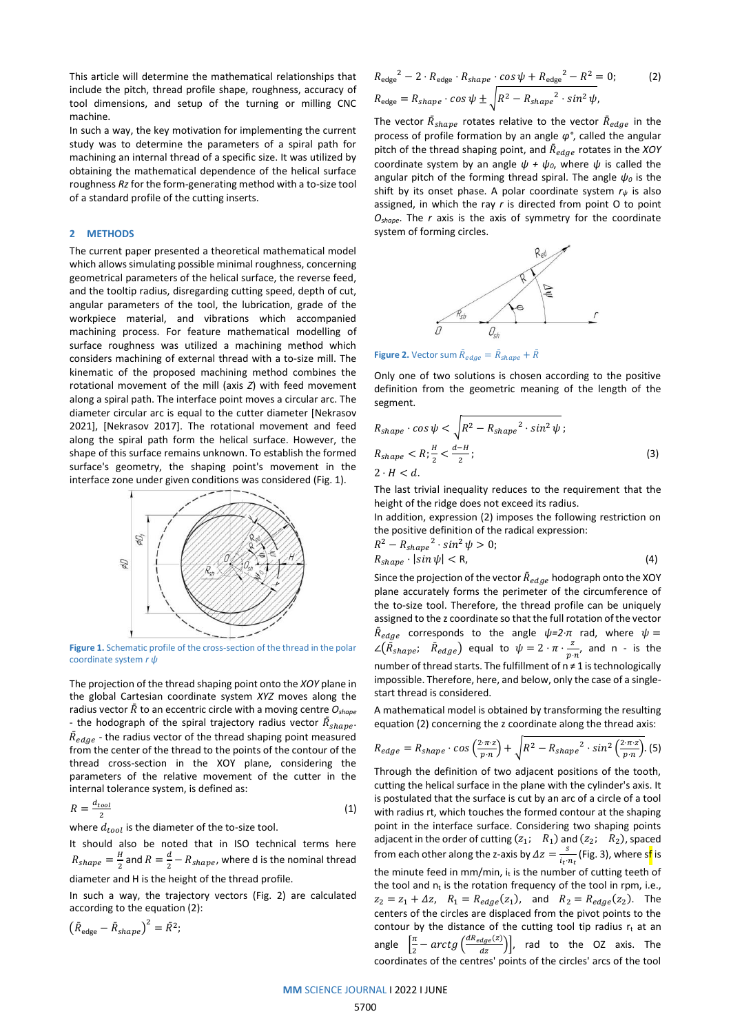This article will determine the mathematical relationships that include the pitch, thread profile shape, roughness, accuracy of tool dimensions, and setup of the turning or milling CNC machine.

In such a way, the key motivation for implementing the current study was to determine the parameters of a spiral path for machining an internal thread of a specific size. It was utilized by obtaining the mathematical dependence of the helical surface roughness *Rz* for the form-generating method with a to-size tool of a standard profile of the cutting inserts.

## 2 METHODS

The current paper presented a theoretical mathematical model which allows simulating possible minimal roughness, concerning geometrical parameters of the helical surface, the reverse feed, and the tooltip radius, disregarding cutting speed, depth of cut, angular parameters of the tool, the lubrication, grade of the workpiece material, and vibrations which accompanied machining process. For feature mathematical modelling of surface roughness was utilized a machining method which considers machining of external thread with a to-size mill. The kinematic of the proposed machining method combines the rotational movement of the mill (axis *Z*) with feed movement along a spiral path. The interface point moves a circular arc. The diameter circular arc is equal to the cutter diameter [Nekrasov 2021], [Nekrasov 2017]. The rotational movement and feed along the spiral path form the helical surface. However, the shape of this surface remains unknown. To establish the formed surface's geometry, the shaping point's movement in the interface zone under given conditions was considered (Fig. 1).

**Figure 1.** Schematic profile of the cross-section of the thread in the polar coordinate system $r\ \psi$

The projection of the thread shaping point onto the *XOY* plane in the global Cartesian coordinate system *XYZ* moves along the radius vector $\bar{R}$ to an eccentric circle with a moving centre $O_{shape}$ - the hodograph of the spiral trajectory radius vector $\bar{R}_{shape}$. $\bar{R}_{edge}$ - the radius vector of the thread shaping point measured from the center of the thread to the points of the contour of the thread cross-section in the XOY plane, considering the parameters of the relative movement of the cutter in the internal tolerance system, is defined as:

$$R = \frac{d_{tool}}{2} \tag{1}$$

where $d_{tool}$ is the diameter of the to-size tool.

It should also be noted that in ISO technical terms here $R_{shape} = \frac{H}{2}$ and $R = \frac{d}{2} - R_{shape}$, where d is the nominal thread diameter and H is the height of the thread profile.

In such a way, the trajectory vectors (Fig. 2) are calculated according to the equation (2):

$$\left(\bar{R}_{\text{edge}} - \bar{R}_{shape}\right)^2 = \bar{R}^2;$$

$$R_{\text{edge}}{}^2 - 2 \cdot R_{\text{edge}} \cdot R_{shape} \cdot \cos\psi + R_{\text{edge}}{}^2 - R^2 = 0; \tag{2}$$

$$R_{\text{edge}} = R_{shape} \cdot \cos\psi \pm \sqrt{R^2 - R_{shape}{}^2 \cdot \sin^2\psi},$$

The vector $\bar{R}_{shape}$ rotates relative to the vector $\bar{R}_{edge}$ in the process of profile formation by an angle $\varphi°$, called the angular pitch of the thread shaping point, and $\bar{R}_{edge}$ rotates in the *XOY* coordinate system by an angle $\psi + \psi_0$, where $\psi$ is called the angular pitch of the forming thread spiral. The angle $\psi_0$ is the shift by its onset phase. A polar coordinate system $r_\psi$ is also assigned, in which the ray *r* is directed from point O to point $O_{shape}$. The *r* axis is the axis of symmetry for the coordinate system of forming circles.

**Figure 2.** Vector sum $\bar{R}_{edge} = \bar{R}_{shape} + \bar{R}$

Only one of two solutions is chosen according to the positive definition from the geometric meaning of the length of the segment.

$$R_{shape} \cdot \cos\psi < \sqrt{R^2 - R_{shape}{}^2 \cdot \sin^2\psi}\,;$$

$$R_{shape} < R; \frac{H}{2} < \frac{d-H}{2}; \tag{3}$$

$$2 \cdot H < d.$$

The last trivial inequality reduces to the requirement that the height of the ridge does not exceed its radius.

In addition, expression (2) imposes the following restriction on the positive definition of the radical expression:

$$R^2 - R_{shape}{}^2 \cdot \sin^2\psi > 0;$$

$$R_{shape} \cdot |\sin\psi| < \text{R}, \tag{4}$$

Since the projection of the vector $\bar{R}_{edge}$ hodograph onto the XOY plane accurately forms the perimeter of the circumference of the to-size tool. Therefore, the thread profile can be uniquely assigned to the z coordinate so that the full rotation of the vector $\bar{R}_{edge}$ corresponds to the angle $\psi$=2·$\pi$ rad, where $\psi = \angle(\bar{R}_{shape};\ \ \bar{R}_{edge})$ equal to $\psi = 2 \cdot \pi \cdot \frac{z}{p \cdot n}$, and n - is the number of thread starts. The fulfillment of n ≠ 1 is technologically impossible. Therefore, here, and below, only the case of a single-start thread is considered.

A mathematical model is obtained by transforming the resulting equation (2) concerning the z coordinate along the thread axis:

$$R_{edge} = R_{shape} \cdot \cos\left(\frac{2 \cdot \pi \cdot z}{p \cdot n}\right) + \sqrt{R^2 - R_{shape}{}^2 \cdot \sin^2\left(\frac{2 \cdot \pi \cdot z}{p \cdot n}\right)}. \tag{5}$$

Through the definition of two adjacent positions of the tooth, cutting the helical surface in the plane with the cylinder's axis. It is postulated that the surface is cut by an arc of a circle of a tool with radius rt, which touches the formed contour at the shaping point in the interface surface. Considering two shaping points adjacent in the order of cutting $(z_1;\ \ R_1)$ and $(z_2;\ \ R_2)$, spaced from each other along the z-axis by $\Delta z = \frac{s}{i_t \cdot n_t}$ (Fig. 3), where sf is the minute feed in mm/min, $i_t$ is the number of cutting teeth of the tool and $n_t$ is the rotation frequency of the tool in rpm, i.e., $z_2 = z_1 + \Delta z$, $R_1 = R_{edge}(z_1)$, and $R_2 = R_{edge}(z_2)$. The centers of the circles are displaced from the pivot points to the contour by the distance of the cutting tool tip radius $r_t$ at an angle $\left[\frac{\pi}{2} - arctg\left(\frac{dR_{edge}(z)}{dz}\right)\right]$, rad to the OZ axis. The coordinates of the centres' points of the circles' arcs of the tool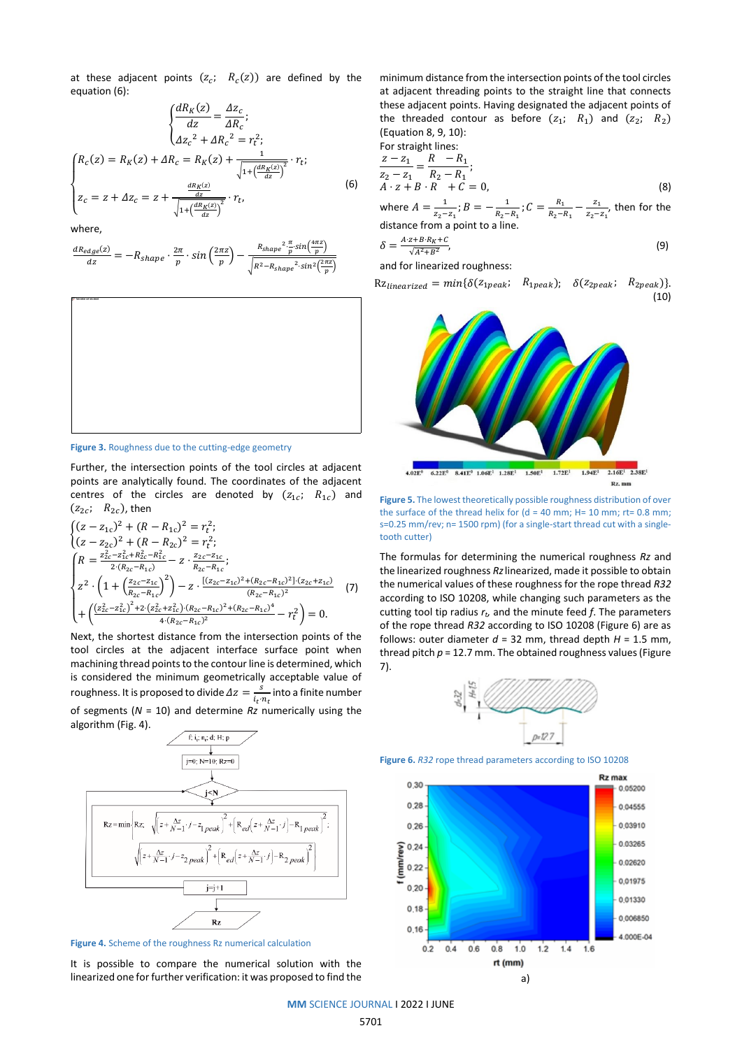at these adjacent points $(z_c;\ R_c(z))$ are defined by the equation (6):

$$\begin{cases} \dfrac{dR_K(z)}{dz} = \dfrac{\Delta z_c}{\Delta R_c}; \\ \Delta z_c^2 + \Delta R_c^2 = r_t^2; \end{cases}$$

$$\begin{cases} R_c(z) = R_K(z) + \Delta R_c = R_K(z) + \dfrac{1}{\sqrt{1+\left(\frac{dR_K(z)}{dz}\right)^2}} \cdot r_t; \\ z_c = z + \Delta z_c = z + \dfrac{\frac{dR_K(z)}{dz}}{\sqrt{1+\left(\frac{dR_K(z)}{dz}\right)^2}} \cdot r_t, \end{cases} \quad (6)$$

where,

$$\frac{dR_{edge}(z)}{dz} = -R_{shape} \cdot \frac{2\pi}{p} \cdot \sin\left(\frac{2\pi z}{p}\right) - \frac{R_{shape}{}^2 \frac{\pi}{p} \sin\left(\frac{4\pi z}{p}\right)}{\sqrt{R^2 - R_{shape}{}^2 \cdot \sin^2\left(\frac{2\pi z}{p}\right)}}$$

**Figure 3.** Roughness due to the cutting-edge geometry

Further, the intersection points of the tool circles at adjacent points are analytically found. The coordinates of the adjacent centres of the circles are denoted by $(z_{1c};\ R_{1c})$ and $(z_{2c};\ R_{2c})$, then

$$\begin{cases} (z - z_{1c})^2 + (R - R_{1c})^2 = r_t^2; \\ (z - z_{2c})^2 + (R - R_{2c})^2 = r_t^2; \end{cases}$$

$$\begin{cases} R = \dfrac{z_{2c}^2 - z_{1c}^2 + R_{2c}^2 - R_{1c}^2}{2\cdot(R_{2c} - R_{1c})} - z \cdot \dfrac{z_{2c} - z_{1c}}{R_{2c} - R_{1c}}; \\ z^2 \cdot \left(1 + \left(\dfrac{z_{2c} - z_{1c}}{R_{2c} - R_{1c}}\right)^2\right) - z \cdot \dfrac{[(z_{2c} - z_{1c})^2 + (R_{2c} - R_{1c})^2]\cdot(z_{2c} + z_{1c})}{(R_{2c} - R_{1c})^2} \\ + \left(\dfrac{\left(z_{2c}^2 - z_{1c}^2\right)^2 + 2\cdot\left(z_{2c}^2 + z_{1c}^2\right)\cdot(R_{2c} - R_{1c})^2 + (R_{2c} - R_{1c})^4}{4\cdot(R_{2c} - R_{1c})^2} - r_t^2\right) = 0. \end{cases} \quad (7)$$

Next, the shortest distance from the intersection points of the tool circles at the adjacent interface surface point when machining thread points to the contour line is determined, which is considered the minimum geometrically acceptable value of roughness. It is proposed to divide $\Delta z = \frac{s}{i_t \cdot n_t}$ into a finite number of segments ($N$ = 10) and determine $Rz$ numerically using the algorithm (Fig. 4).

$$Rz = \min\left\{Rz;\ \sqrt{\left(z + \frac{\Delta z}{N-1}\cdot j - z_{1\,peak}\right)^2 + \left(R_{ed}\left(z + \frac{\Delta z}{N-1}\cdot j\right) - R_{1\,peak}\right)^2};\ \sqrt{\left(z + \frac{\Delta z}{N-1}\cdot j - z_{2\,peak}\right)^2 + \left(R_{ed}\left(z + \frac{\Delta z}{N-1}\cdot j\right) - R_{2\,peak}\right)^2}\right\}$$

**Figure 4.** Scheme of the roughness Rz numerical calculation

It is possible to compare the numerical solution with the linearized one for further verification: it was proposed to find the minimum distance from the intersection points of the tool circles at adjacent threading points to the straight line that connects these adjacent points. Having designated the adjacent points of the threaded contour as before $(z_1;\ R_1)$ and $(z_2;\ R_2)$ (Equation 8, 9, 10):

For straight lines:

$$\frac{z - z_1}{z_2 - z_1} = \frac{R - R_1}{R_2 - R_1};$$
$$A \cdot z + B \cdot R + C = 0, \quad (8)$$

where $A = \frac{1}{z_2 - z_1}$; $B = -\frac{1}{R_2 - R_1}$; $C = \frac{R_1}{R_2 - R_1} - \frac{z_1}{z_2 - z_1}$, then for the distance from a point to a line.

$$\delta = \frac{A\cdot z + B\cdot R_K + C}{\sqrt{A^2 + B^2}}, \quad (9)$$

and for linearized roughness:

$$Rz_{linearized} = \min\{\delta(z_{1peak};\ R_{1peak});\ \ \delta(z_{2peak};\ R_{2peak})\}. \quad (10)$$

**Figure 5.** The lowest theoretically possible roughness distribution of over the surface of the thread helix for (d = 40 mm; H= 10 mm; rt= 0.8 mm; s=0.25 mm/rev; n= 1500 rpm) (for a single-start thread cut with a single-tooth cutter)

The formulas for determining the numerical roughness *Rz* and the linearized roughness *Rz* linearized, made it possible to obtain the numerical values of these roughness for the rope thread *R32* according to ISO 10208, while changing such parameters as the cutting tool tip radius $r_t$, and the minute feed *f*. The parameters of the rope thread *R32* according to ISO 10208 (Figure 6) are as follows: outer diameter *d* = 32 mm, thread depth *H* = 1.5 mm, thread pitch *p* = 12.7 mm. The obtained roughness values (Figure 7).

**Figure 6.** *R32* rope thread parameters according to ISO 10208

a)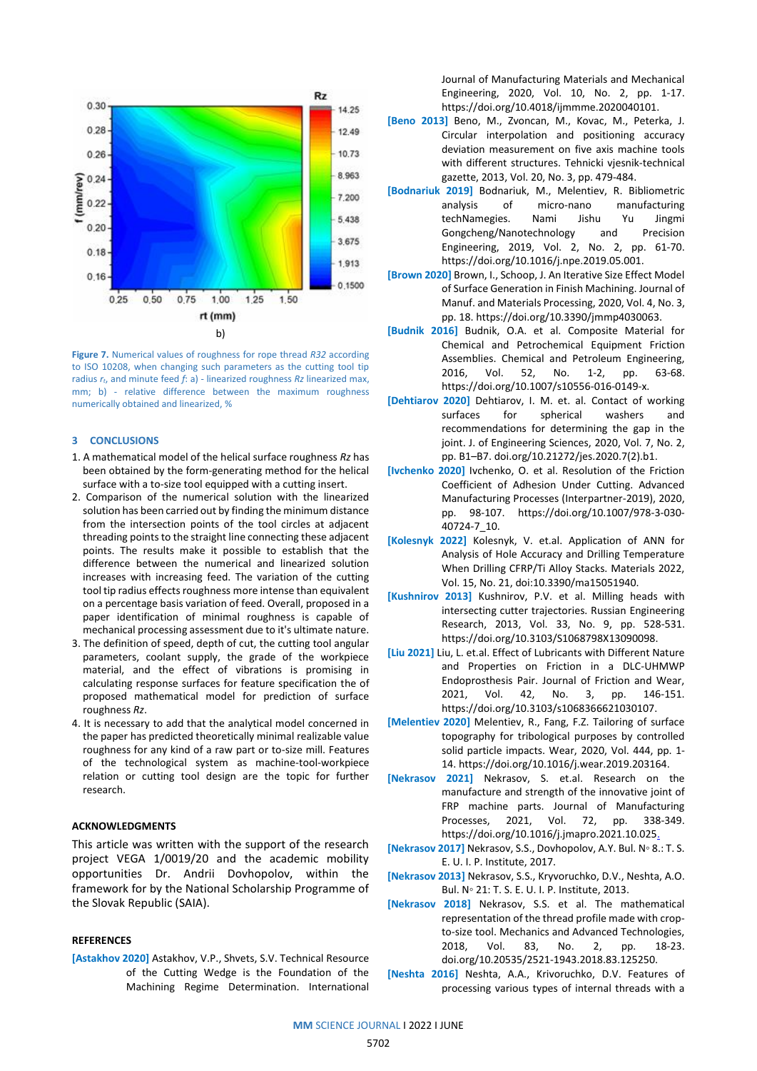b)

**Figure 7.** Numerical values of roughness for rope thread *R32* according to ISO 10208, when changing such parameters as the cutting tool tip radius $r_t$, and minute feed *f*: a) - linearized roughness *Rz* linearized max, mm; b) - relative difference between the maximum roughness numerically obtained and linearized, %

## 3 CONCLUSIONS

1. A mathematical model of the helical surface roughness *Rz* has been obtained by the form-generating method for the helical surface with a to-size tool equipped with a cutting insert.
2. Comparison of the numerical solution with the linearized solution has been carried out by finding the minimum distance from the intersection points of the tool circles at adjacent threading points to the straight line connecting these adjacent points. The results make it possible to establish that the difference between the numerical and linearized solution increases with increasing feed. The variation of the cutting tool tip radius effects roughness more intense than equivalent on a percentage basis variation of feed. Overall, proposed in a paper identification of minimal roughness is capable of mechanical processing assessment due to it's ultimate nature.
3. The definition of speed, depth of cut, the cutting tool angular parameters, coolant supply, the grade of the workpiece material, and the effect of vibrations is promising in calculating response surfaces for feature specification the of proposed mathematical model for prediction of surface roughness *Rz*.
4. It is necessary to add that the analytical model concerned in the paper has predicted theoretically minimal realizable value roughness for any kind of a raw part or to-size mill. Features of the technological system as machine-tool-workpiece relation or cutting tool design are the topic for further research.

## ACKNOWLEDGMENTS

This article was written with the support of the research project VEGA 1/0019/20 and the academic mobility opportunities Dr. Andrii Dovhopolov, within the framework for by the National Scholarship Programme of the Slovak Republic (SAIA).

## REFERENCES

[Astakhov 2020] Astakhov, V.P., Shvets, S.V. Technical Resource of the Cutting Wedge is the Foundation of the Machining Regime Determination. International Journal of Manufacturing Materials and Mechanical Engineering, 2020, Vol. 10, No. 2, pp. 1-17. https://doi.org/10.4018/ijmmme.2020040101.

[Beno 2013] Beno, M., Zvoncan, M., Kovac, M., Peterka, J. Circular interpolation and positioning accuracy deviation measurement on five axis machine tools with different structures. Tehnicki vjesnik-technical gazette, 2013, Vol. 20, No. 3, pp. 479-484.

[Bodnariuk 2019] Bodnariuk, M., Melentiev, R. Bibliometric analysis of micro-nano manufacturing techNamegies. Nami Jishu Yu Jingmi Gongcheng/Nanotechnology and Precision Engineering, 2019, Vol. 2, No. 2, pp. 61-70. https://doi.org/10.1016/j.npe.2019.05.001.

[Brown 2020] Brown, I., Schoop, J. An Iterative Size Effect Model of Surface Generation in Finish Machining. Journal of Manuf. and Materials Processing, 2020, Vol. 4, No. 3, pp. 18. https://doi.org/10.3390/jmmp4030063.

[Budnik 2016] Budnik, O.A. et al. Composite Material for Chemical and Petrochemical Equipment Friction Assemblies. Chemical and Petroleum Engineering, 2016, Vol. 52, No. 1-2, pp. 63-68. https://doi.org/10.1007/s10556-016-0149-x.

[Dehtiarov 2020] Dehtiarov, I. M. et. al. Contact of working surfaces for spherical washers and recommendations for determining the gap in the joint. J. of Engineering Sciences, 2020, Vol. 7, No. 2, pp. B1–B7. doi.org/10.21272/jes.2020.7(2).b1.

[Ivchenko 2020] Ivchenko, O. et al. Resolution of the Friction Coefficient of Adhesion Under Cutting. Advanced Manufacturing Processes (Interpartner-2019), 2020, pp. 98-107. https://doi.org/10.1007/978-3-030-40724-7_10.

[Kolesnyk 2022] Kolesnyk, V. et.al. Application of ANN for Analysis of Hole Accuracy and Drilling Temperature When Drilling CFRP/Ti Alloy Stacks. Materials 2022, Vol. 15, No. 21, doi:10.3390/ma15051940.

[Kushnirov 2013] Kushnirov, P.V. et al. Milling heads with intersecting cutter trajectories. Russian Engineering Research, 2013, Vol. 33, No. 9, pp. 528-531. https://doi.org/10.3103/S1068798X13090098.

[Liu 2021] Liu, L. et.al. Effect of Lubricants with Different Nature and Properties on Friction in a DLC-UHMWP Endoprosthesis Pair. Journal of Friction and Wear, 2021, Vol. 42, No. 3, pp. 146-151. https://doi.org/10.3103/s1068366621030107.

[Melentiev 2020] Melentiev, R., Fang, F.Z. Tailoring of surface topography for tribological purposes by controlled solid particle impacts. Wear, 2020, Vol. 444, pp. 1-14. https://doi.org/10.1016/j.wear.2019.203164.

[Nekrasov 2021] Nekrasov, S. et.al. Research on the manufacture and strength of the innovative joint of FRP machine parts. Journal of Manufacturing Processes, 2021, Vol. 72, pp. 338-349. https://doi.org/10.1016/j.jmapro.2021.10.025.

[Nekrasov 2017] Nekrasov, S.S., Dovhopolov, A.Y. Bul. N◦ 8.: T. S. E. U. I. P. Institute, 2017.

[Nekrasov 2013] Nekrasov, S.S., Kryvoruchko, D.V., Neshta, A.O. Bul. N◦ 21: T. S. E. U. I. P. Institute, 2013.

[Nekrasov 2018] Nekrasov, S.S. et al. The mathematical representation of the thread profile made with crop-to-size tool. Mechanics and Advanced Technologies, 2018, Vol. 83, No. 2, pp. 18-23. doi.org/10.20535/2521-1943.2018.83.125250.

[Neshta 2016] Neshta, A.A., Krivoruchko, D.V. Features of processing various types of internal threads with a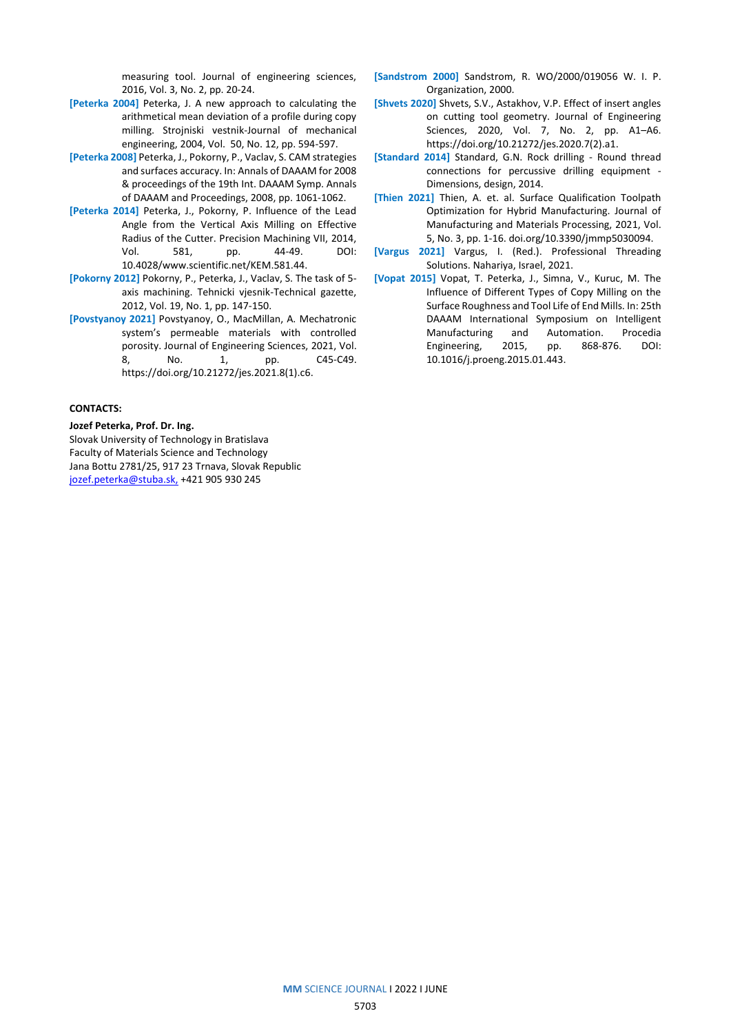measuring tool. Journal of engineering sciences, 2016, Vol. 3, No. 2, pp. 20-24.

[Peterka 2004] Peterka, J. A new approach to calculating the arithmetical mean deviation of a profile during copy milling. Strojniski vestnik-Journal of mechanical engineering, 2004, Vol. 50, No. 12, pp. 594-597.

[Peterka 2008] Peterka, J., Pokorny, P., Vaclav, S. CAM strategies and surfaces accuracy. In: Annals of DAAAM for 2008 & proceedings of the 19th Int. DAAAM Symp. Annals of DAAAM and Proceedings, 2008, pp. 1061-1062.

[Peterka 2014] Peterka, J., Pokorny, P. Influence of the Lead Angle from the Vertical Axis Milling on Effective Radius of the Cutter. Precision Machining VII, 2014, Vol. 581, pp. 44-49. DOI: 10.4028/www.scientific.net/KEM.581.44.

[Pokorny 2012] Pokorny, P., Peterka, J., Vaclav, S. The task of 5-axis machining. Tehnicki vjesnik-Technical gazette, 2012, Vol. 19, No. 1, pp. 147-150.

[Povstyanoy 2021] Povstyanoy, O., MacMillan, A. Mechatronic system's permeable materials with controlled porosity. Journal of Engineering Sciences, 2021, Vol. 8, No. 1, pp. C45-C49. https://doi.org/10.21272/jes.2021.8(1).c6.

[Sandstrom 2000] Sandstrom, R. WO/2000/019056 W. I. P. Organization, 2000.

[Shvets 2020] Shvets, S.V., Astakhov, V.P. Effect of insert angles on cutting tool geometry. Journal of Engineering Sciences, 2020, Vol. 7, No. 2, pp. A1–A6. https://doi.org/10.21272/jes.2020.7(2).a1.

[Standard 2014] Standard, G.N. Rock drilling - Round thread connections for percussive drilling equipment - Dimensions, design, 2014.

[Thien 2021] Thien, A. et. al. Surface Qualification Toolpath Optimization for Hybrid Manufacturing. Journal of Manufacturing and Materials Processing, 2021, Vol. 5, No. 3, pp. 1-16. doi.org/10.3390/jmmp5030094.

[Vargus 2021] Vargus, I. (Red.). Professional Threading Solutions. Nahariya, Israel, 2021.

[Vopat 2015] Vopat, T. Peterka, J., Simna, V., Kuruc, M. The Influence of Different Types of Copy Milling on the Surface Roughness and Tool Life of End Mills. In: 25th DAAAM International Symposium on Intelligent Manufacturing and Automation. Procedia Engineering, 2015, pp. 868-876. DOI: 10.1016/j.proeng.2015.01.443.

**CONTACTS:**

**Jozef Peterka, Prof. Dr. Ing.**
Slovak University of Technology in Bratislava
Faculty of Materials Science and Technology
Jana Bottu 2781/25, 917 23 Trnava, Slovak Republic
jozef.peterka@stuba.sk, +421 905 930 245